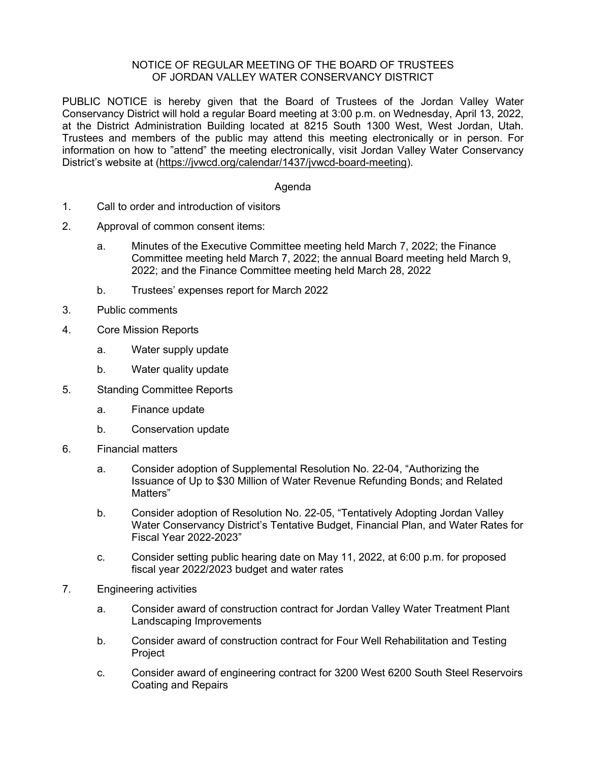# NOTICE OF REGULAR MEETING OF THE BOARD OF TRUSTEES OF JORDAN VALLEY WATER CONSERVANCY DISTRICT

PUBLIC NOTICE is hereby given that the Board of Trustees of the Jordan Valley Water Conservancy District will hold a regular Board meeting at 3:00 p.m. on Wednesday, April 13, 2022, at the District Administration Building located at 8215 South 1300 West, West Jordan, Utah. Trustees and members of the public may attend this meeting electronically or in person. For information on how to "attend" the meeting electronically, visit Jordan Valley Water Conservancy District's website at (https://jvwcd.org/calendar/1437/jvwcd-board-meeting).

## Agenda

1. Call to order and introduction of visitors

2. Approval of common consent items:

   a. Minutes of the Executive Committee meeting held March 7, 2022; the Finance Committee meeting held March 7, 2022; the annual Board meeting held March 9, 2022; and the Finance Committee meeting held March 28, 2022

   b. Trustees' expenses report for March 2022

3. Public comments

4. Core Mission Reports

   a. Water supply update

   b. Water quality update

5. Standing Committee Reports

   a. Finance update

   b. Conservation update

6. Financial matters

   a. Consider adoption of Supplemental Resolution No. 22-04, "Authorizing the Issuance of Up to $30 Million of Water Revenue Refunding Bonds; and Related Matters"

   b. Consider adoption of Resolution No. 22-05, "Tentatively Adopting Jordan Valley Water Conservancy District's Tentative Budget, Financial Plan, and Water Rates for Fiscal Year 2022-2023"

   c. Consider setting public hearing date on May 11, 2022, at 6:00 p.m. for proposed fiscal year 2022/2023 budget and water rates

7. Engineering activities

   a. Consider award of construction contract for Jordan Valley Water Treatment Plant Landscaping Improvements

   b. Consider award of construction contract for Four Well Rehabilitation and Testing Project

   c. Consider award of engineering contract for 3200 West 6200 South Steel Reservoirs Coating and Repairs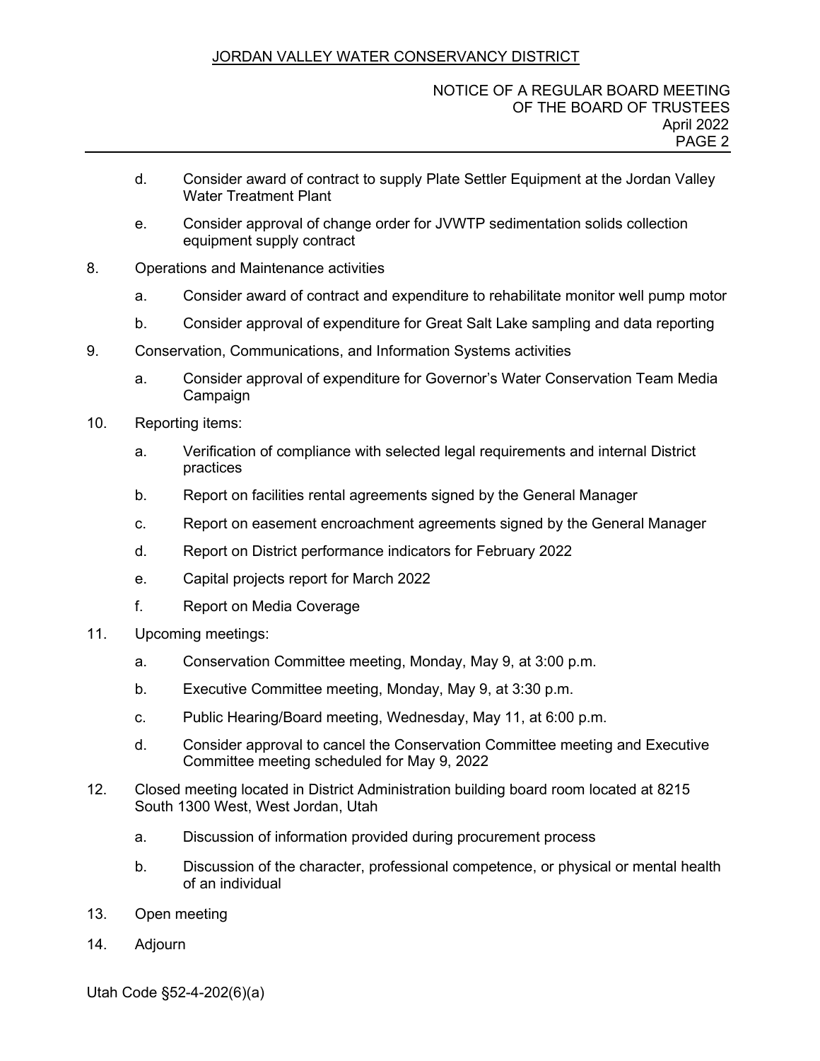d. Consider award of contract to supply Plate Settler Equipment at the Jordan Valley Water Treatment Plant

e. Consider approval of change order for JVWTP sedimentation solids collection equipment supply contract

8. Operations and Maintenance activities

   a. Consider award of contract and expenditure to rehabilitate monitor well pump motor

   b. Consider approval of expenditure for Great Salt Lake sampling and data reporting

9. Conservation, Communications, and Information Systems activities

   a. Consider approval of expenditure for Governor's Water Conservation Team Media Campaign

10. Reporting items:

    a. Verification of compliance with selected legal requirements and internal District practices

    b. Report on facilities rental agreements signed by the General Manager

    c. Report on easement encroachment agreements signed by the General Manager

    d. Report on District performance indicators for February 2022

    e. Capital projects report for March 2022

    f. Report on Media Coverage

11. Upcoming meetings:

    a. Conservation Committee meeting, Monday, May 9, at 3:00 p.m.

    b. Executive Committee meeting, Monday, May 9, at 3:30 p.m.

    c. Public Hearing/Board meeting, Wednesday, May 11, at 6:00 p.m.

    d. Consider approval to cancel the Conservation Committee meeting and Executive Committee meeting scheduled for May 9, 2022

12. Closed meeting located in District Administration building board room located at 8215 South 1300 West, West Jordan, Utah

    a. Discussion of information provided during procurement process

    b. Discussion of the character, professional competence, or physical or mental health of an individual

13. Open meeting

14. Adjourn

Utah Code §52-4-202(6)(a)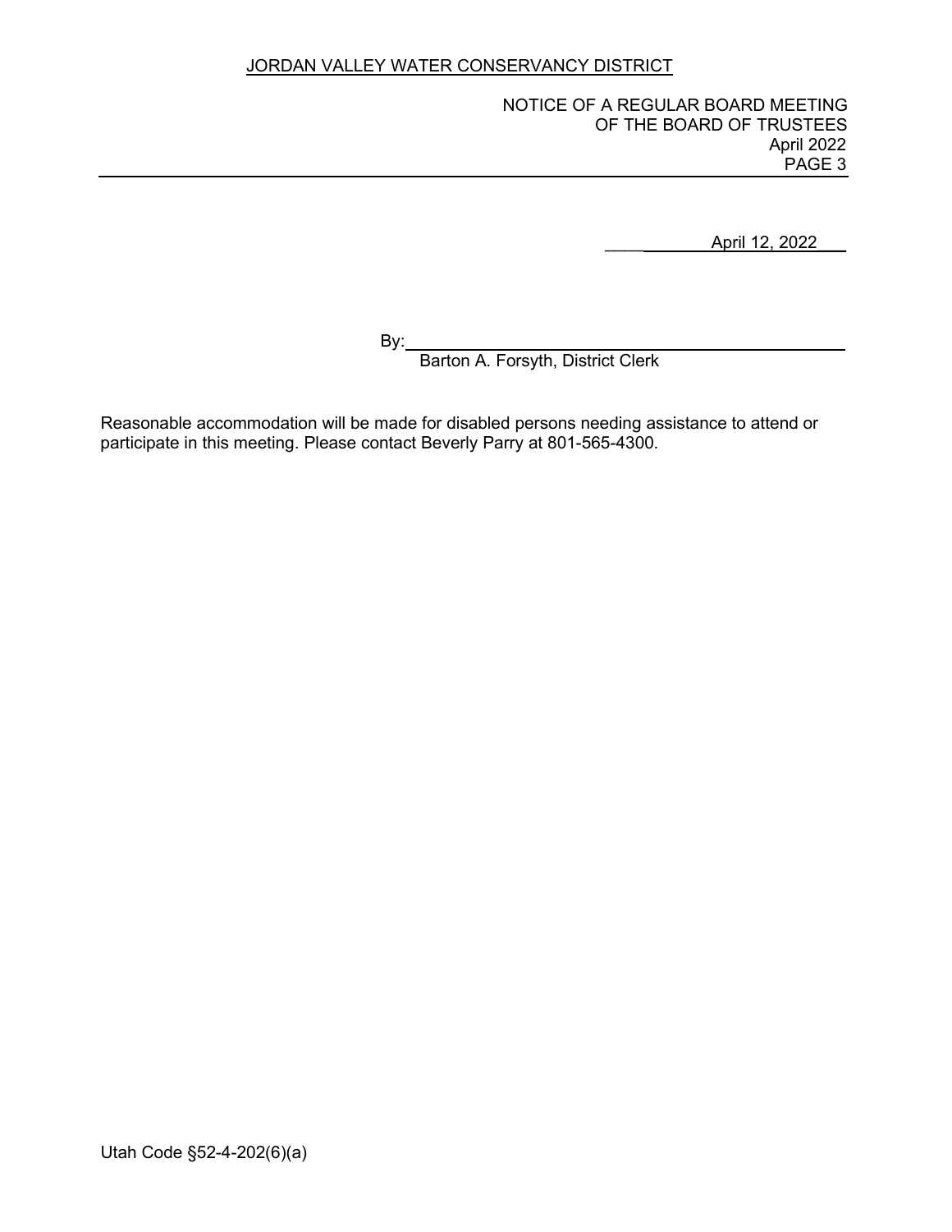April 12, 2022

By: ______________________________

Barton A. Forsyth, District Clerk

Reasonable accommodation will be made for disabled persons needing assistance to attend or participate in this meeting. Please contact Beverly Parry at 801-565-4300.

Utah Code §52-4-202(6)(a)